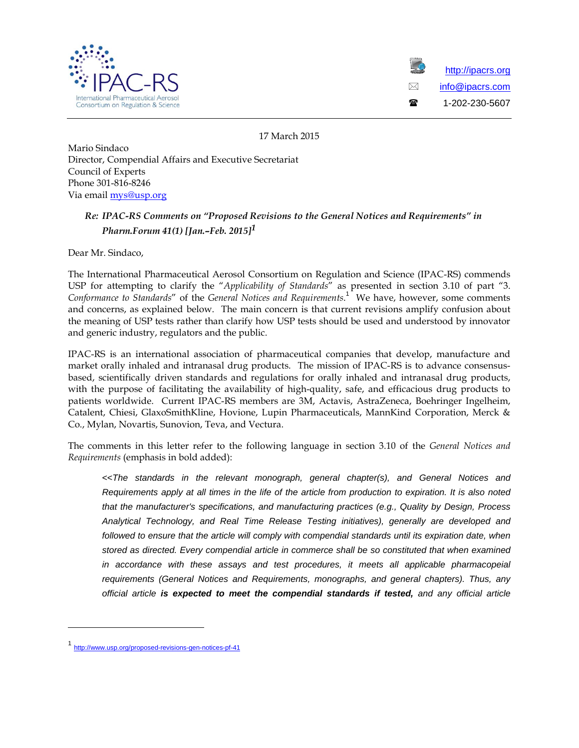IPAC-RS

International Pharmaceutical Aerosol Consortium on Regulation & Science

http://ipacrs.org
info@ipacrs.com
1-202-230-5607

17 March 2015

Mario Sindaco
Director, Compendial Affairs and Executive Secretariat
Council of Experts
Phone 301-816-8246
Via email mys@usp.org

***Re: IPAC-RS Comments on "Proposed Revisions to the General Notices and Requirements" in Pharm.Forum 41(1) [Jan.–Feb. 2015]***[1]

Dear Mr. Sindaco,

The International Pharmaceutical Aerosol Consortium on Regulation and Science (IPAC-RS) commends USP for attempting to clarify the "*Applicability of Standards*" as presented in section 3.10 of part "3. *Conformance to Standards*" of the *General Notices and Requirements*.[1] We have, however, some comments and concerns, as explained below. The main concern is that current revisions amplify confusion about the meaning of USP tests rather than clarify how USP tests should be used and understood by innovator and generic industry, regulators and the public.

IPAC-RS is an international association of pharmaceutical companies that develop, manufacture and market orally inhaled and intranasal drug products. The mission of IPAC-RS is to advance consensus-based, scientifically driven standards and regulations for orally inhaled and intranasal drug products, with the purpose of facilitating the availability of high-quality, safe, and efficacious drug products to patients worldwide. Current IPAC-RS members are 3M, Actavis, AstraZeneca, Boehringer Ingelheim, Catalent, Chiesi, GlaxoSmithKline, Hovione, Lupin Pharmaceuticals, MannKind Corporation, Merck & Co., Mylan, Novartis, Sunovion, Teva, and Vectura.

The comments in this letter refer to the following language in section 3.10 of the *General Notices and Requirements* (emphasis in bold added):

> *<<The standards in the relevant monograph, general chapter(s), and General Notices and Requirements apply at all times in the life of the article from production to expiration. It is also noted that the manufacturer's specifications, and manufacturing practices (e.g., Quality by Design, Process Analytical Technology, and Real Time Release Testing initiatives), generally are developed and followed to ensure that the article will comply with compendial standards until its expiration date, when stored as directed. Every compendial article in commerce shall be so constituted that when examined in accordance with these assays and test procedures, it meets all applicable pharmacopeial requirements (General Notices and Requirements, monographs, and general chapters). Thus, any official article **is expected to meet the compendial standards if tested,** and any official article*

---

[1] http://www.usp.org/proposed-revisions-gen-notices-pf-41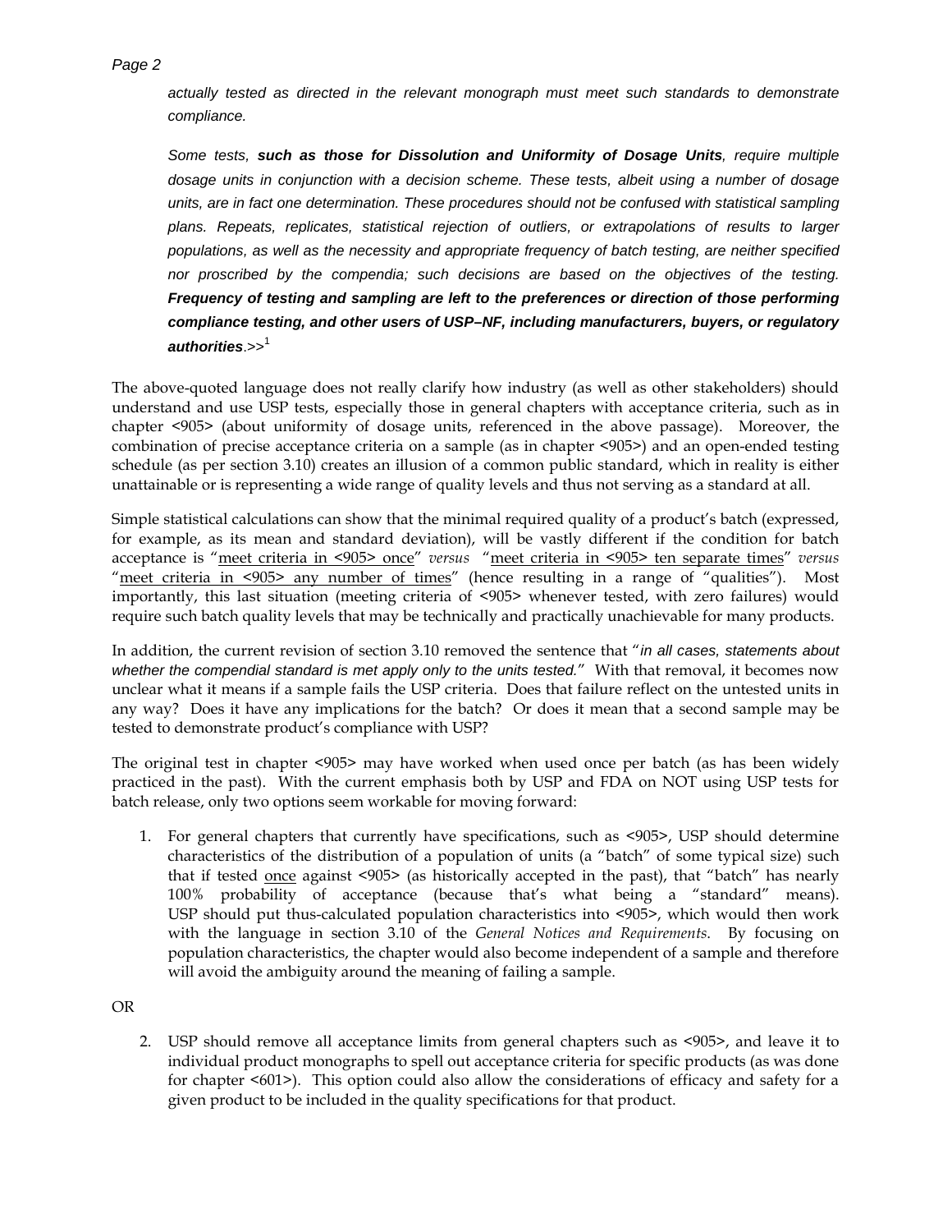*actually tested as directed in the relevant monograph must meet such standards to demonstrate compliance.*

*Some tests, **such as those for Dissolution and Uniformity of Dosage Units**, require multiple dosage units in conjunction with a decision scheme. These tests, albeit using a number of dosage units, are in fact one determination. These procedures should not be confused with statistical sampling plans. Repeats, replicates, statistical rejection of outliers, or extrapolations of results to larger populations, as well as the necessity and appropriate frequency of batch testing, are neither specified nor proscribed by the compendia; such decisions are based on the objectives of the testing. **Frequency of testing and sampling are left to the preferences or direction of those performing compliance testing, and other users of USP–NF, including manufacturers, buyers, or regulatory authorities**.>>*[1]

The above-quoted language does not really clarify how industry (as well as other stakeholders) should understand and use USP tests, especially those in general chapters with acceptance criteria, such as in chapter <905> (about uniformity of dosage units, referenced in the above passage). Moreover, the combination of precise acceptance criteria on a sample (as in chapter <905>) and an open-ended testing schedule (as per section 3.10) creates an illusion of a common public standard, which in reality is either unattainable or is representing a wide range of quality levels and thus not serving as a standard at all.

Simple statistical calculations can show that the minimal required quality of a product's batch (expressed, for example, as its mean and standard deviation), will be vastly different if the condition for batch acceptance is "meet criteria in <905> once" *versus* "meet criteria in <905> ten separate times" *versus* "meet criteria in <905> any number of times" (hence resulting in a range of "qualities"). Most importantly, this last situation (meeting criteria of <905> whenever tested, with zero failures) would require such batch quality levels that may be technically and practically unachievable for many products.

In addition, the current revision of section 3.10 removed the sentence that "*in all cases, statements about whether the compendial standard is met apply only to the units tested.*" With that removal, it becomes now unclear what it means if a sample fails the USP criteria. Does that failure reflect on the untested units in any way? Does it have any implications for the batch? Or does it mean that a second sample may be tested to demonstrate product's compliance with USP?

The original test in chapter <905> may have worked when used once per batch (as has been widely practiced in the past). With the current emphasis both by USP and FDA on NOT using USP tests for batch release, only two options seem workable for moving forward:

1. For general chapters that currently have specifications, such as <905>, USP should determine characteristics of the distribution of a population of units (a "batch" of some typical size) such that if tested once against <905> (as historically accepted in the past), that "batch" has nearly 100% probability of acceptance (because that's what being a "standard" means). USP should put thus-calculated population characteristics into <905>, which would then work with the language in section 3.10 of the *General Notices and Requirements*. By focusing on population characteristics, the chapter would also become independent of a sample and therefore will avoid the ambiguity around the meaning of failing a sample.

OR

2. USP should remove all acceptance limits from general chapters such as <905>, and leave it to individual product monographs to spell out acceptance criteria for specific products (as was done for chapter <601>). This option could also allow the considerations of efficacy and safety for a given product to be included in the quality specifications for that product.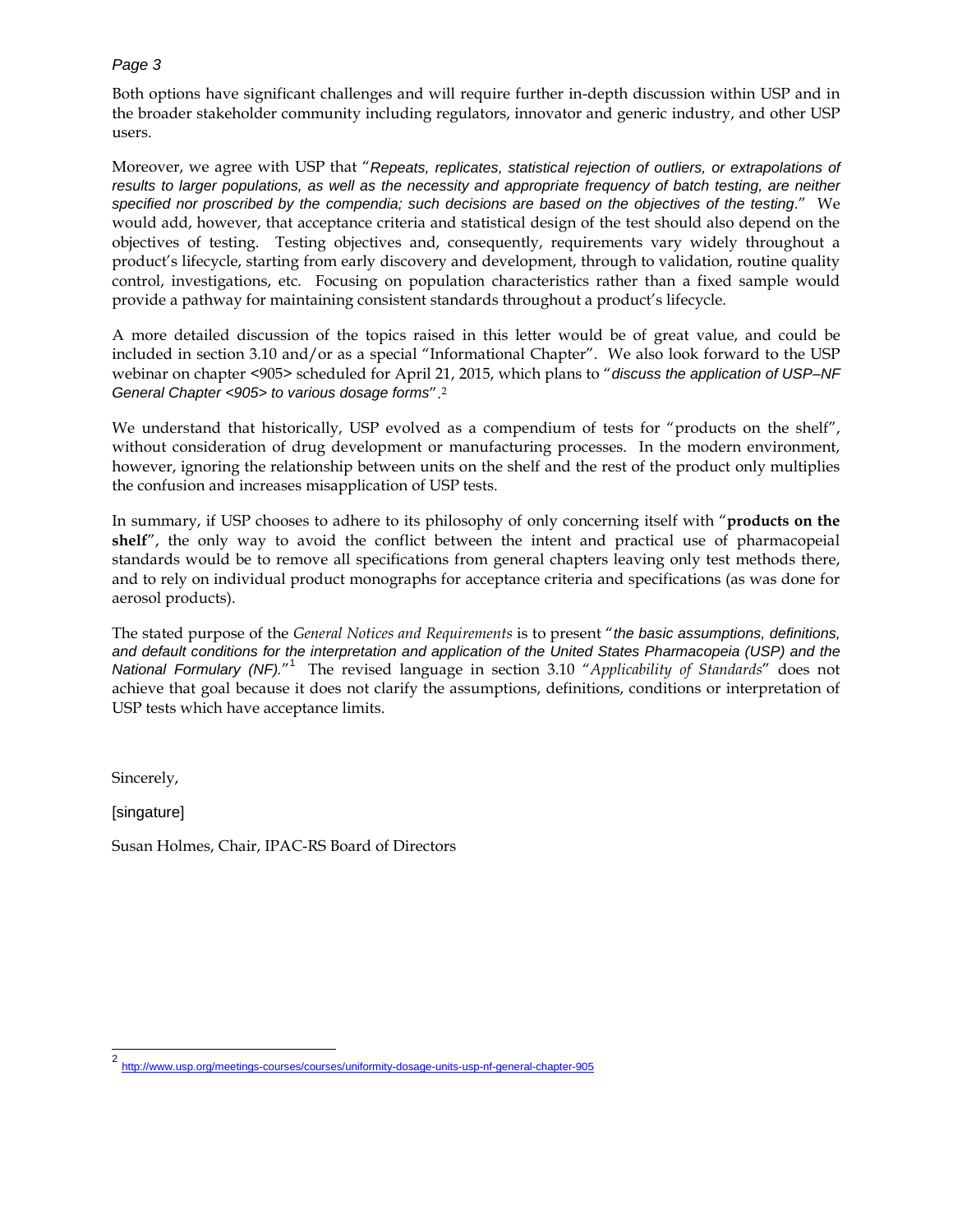Both options have significant challenges and will require further in-depth discussion within USP and in the broader stakeholder community including regulators, innovator and generic industry, and other USP users.

Moreover, we agree with USP that "*Repeats, replicates, statistical rejection of outliers, or extrapolations of results to larger populations, as well as the necessity and appropriate frequency of batch testing, are neither specified nor proscribed by the compendia; such decisions are based on the objectives of the testing*." We would add, however, that acceptance criteria and statistical design of the test should also depend on the objectives of testing. Testing objectives and, consequently, requirements vary widely throughout a product's lifecycle, starting from early discovery and development, through to validation, routine quality control, investigations, etc. Focusing on population characteristics rather than a fixed sample would provide a pathway for maintaining consistent standards throughout a product's lifecycle.

A more detailed discussion of the topics raised in this letter would be of great value, and could be included in section 3.10 and/or as a special "Informational Chapter". We also look forward to the USP webinar on chapter <905> scheduled for April 21, 2015, which plans to "*discuss the application of USP–NF General Chapter <905> to various dosage forms*".[2]

We understand that historically, USP evolved as a compendium of tests for "products on the shelf", without consideration of drug development or manufacturing processes. In the modern environment, however, ignoring the relationship between units on the shelf and the rest of the product only multiplies the confusion and increases misapplication of USP tests.

In summary, if USP chooses to adhere to its philosophy of only concerning itself with "**products on the shelf**", the only way to avoid the conflict between the intent and practical use of pharmacopeial standards would be to remove all specifications from general chapters leaving only test methods there, and to rely on individual product monographs for acceptance criteria and specifications (as was done for aerosol products).

The stated purpose of the *General Notices and Requirements* is to present "*the basic assumptions, definitions, and default conditions for the interpretation and application of the United States Pharmacopeia (USP) and the National Formulary (NF).*"[1] The revised language in section 3.10 "*Applicability of Standards*" does not achieve that goal because it does not clarify the assumptions, definitions, conditions or interpretation of USP tests which have acceptance limits.

Sincerely,

[singature]

Susan Holmes, Chair, IPAC-RS Board of Directors

---

[2] http://www.usp.org/meetings-courses/courses/uniformity-dosage-units-usp-nf-general-chapter-905